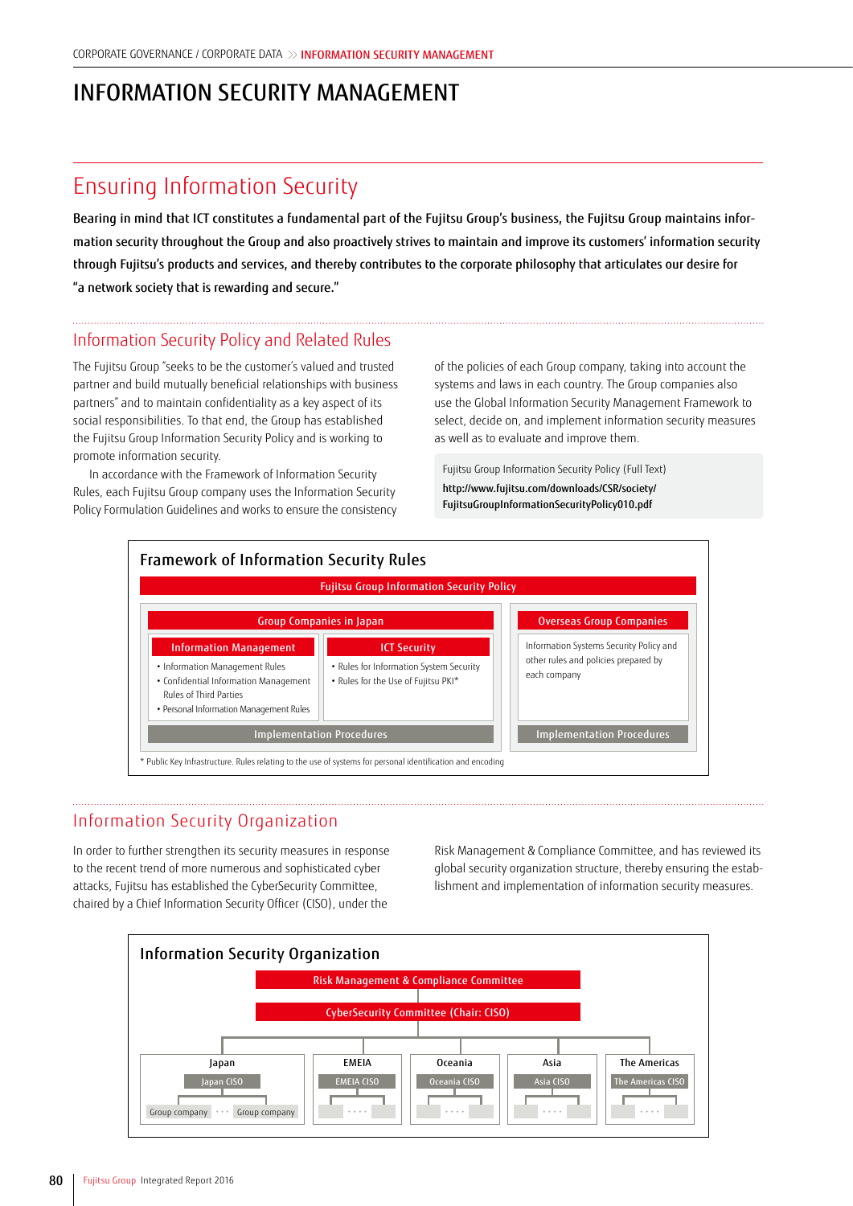# INFORMATION SECURITY MANAGEMENT

## Ensuring Information Security

**Bearing in mind that ICT constitutes a fundamental part of the Fujitsu Group's business, the Fujitsu Group maintains information security throughout the Group and also proactively strives to maintain and improve its customers' information security through Fujitsu's products and services, and thereby contributes to the corporate philosophy that articulates our desire for "a network society that is rewarding and secure."**

### Information Security Policy and Related Rules

The Fujitsu Group "seeks to be the customer's valued and trusted partner and build mutually beneficial relationships with business partners" and to maintain confidentiality as a key aspect of its social responsibilities. To that end, the Group has established the Fujitsu Group Information Security Policy and is working to promote information security.

In accordance with the Framework of Information Security Rules, each Fujitsu Group company uses the Information Security Policy Formulation Guidelines and works to ensure the consistency of the policies of each Group company, taking into account the systems and laws in each country. The Group companies also use the Global Information Security Management Framework to select, decide on, and implement information security measures as well as to evaluate and improve them.

Fujitsu Group Information Security Policy (Full Text)
http://www.fujitsu.com/downloads/CSR/society/FujitsuGroupInformationSecurityPolicy010.pdf

**Framework of Information Security Rules**

**Fujitsu Group Information Security Policy**

**Group Companies in Japan**

- **Information Management**
  - Information Management Rules
  - Confidential Information Management Rules of Third Parties
  - Personal Information Management Rules
- **ICT Security**
  - Rules for Information System Security
  - Rules for the Use of Fujitsu PKI*
- Implementation Procedures

**Overseas Group Companies**

- Information Systems Security Policy and other rules and policies prepared by each company
- Implementation Procedures

\* Public Key Infrastructure. Rules relating to the use of systems for personal identification and encoding

### Information Security Organization

In order to further strengthen its security measures in response to the recent trend of more numerous and sophisticated cyber attacks, Fujitsu has established the CyberSecurity Committee, chaired by a Chief Information Security Officer (CISO), under the Risk Management & Compliance Committee, and has reviewed its global security organization structure, thereby ensuring the establishment and implementation of information security measures.

**Information Security Organization**

- Risk Management & Compliance Committee
  - CyberSecurity Committee (Chair: CISO)
    - Japan — Japan CISO — Group company ··· Group company
    - EMEIA — EMEIA CISO
    - Oceania — Oceania CISO
    - Asia — Asia CISO
    - The Americas — The Americas CISO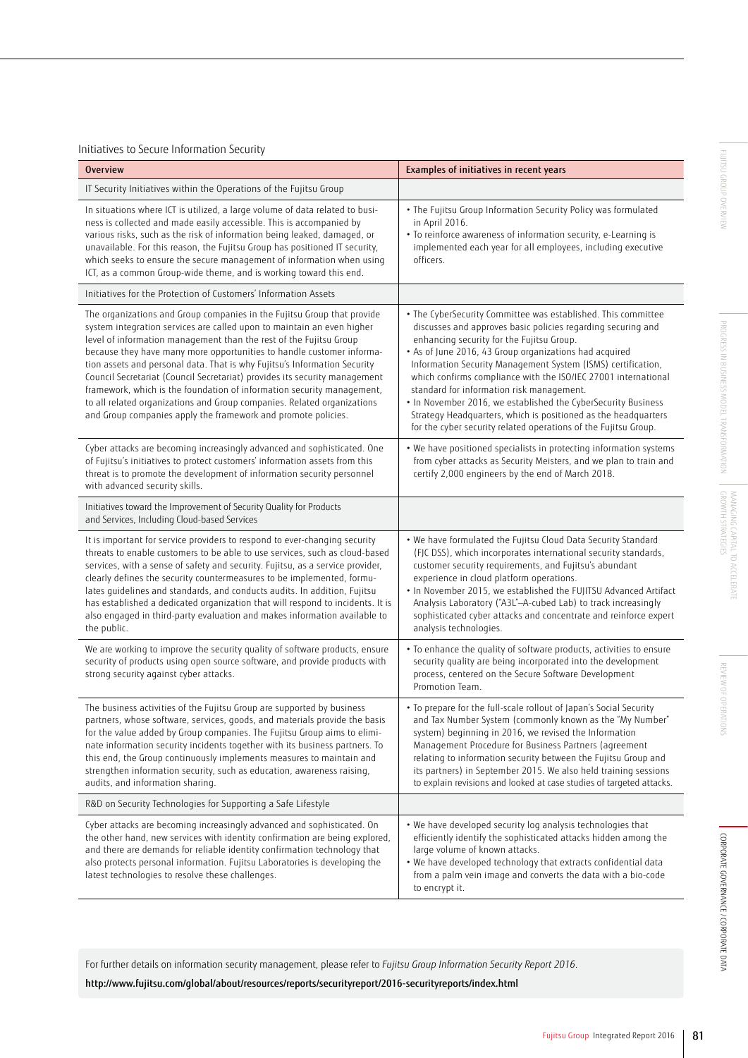Initiatives to Secure Information Security

| Overview | Examples of initiatives in recent years |
| --- | --- |
| IT Security Initiatives within the Operations of the Fujitsu Group | |
| In situations where ICT is utilized, a large volume of data related to business is collected and made easily accessible. This is accompanied by various risks, such as the risk of information being leaked, damaged, or unavailable. For this reason, the Fujitsu Group has positioned IT security, which seeks to ensure the secure management of information when using ICT, as a common Group-wide theme, and is working toward this end. | • The Fujitsu Group Information Security Policy was formulated in April 2016.<br>• To reinforce awareness of information security, e-Learning is implemented each year for all employees, including executive officers. |
| Initiatives for the Protection of Customers' Information Assets | |
| The organizations and Group companies in the Fujitsu Group that provide system integration services are called upon to maintain an even higher level of information management than the rest of the Fujitsu Group because they have many more opportunities to handle customer information assets and personal data. That is why Fujitsu's Information Security Council Secretariat (Council Secretariat) provides its security management framework, which is the foundation of information security management, to all related organizations and Group companies. Related organizations and Group companies apply the framework and promote policies. | • The CyberSecurity Committee was established. This committee discusses and approves basic policies regarding securing and enhancing security for the Fujitsu Group.<br>• As of June 2016, 43 Group organizations had acquired Information Security Management System (ISMS) certification, which confirms compliance with the ISO/IEC 27001 international standard for information risk management.<br>• In November 2016, we established the CyberSecurity Business Strategy Headquarters, which is positioned as the headquarters for the cyber security related operations of the Fujitsu Group. |
| Cyber attacks are becoming increasingly advanced and sophisticated. One of Fujitsu's initiatives to protect customers' information assets from this threat is to promote the development of information security personnel with advanced security skills. | • We have positioned specialists in protecting information systems from cyber attacks as Security Meisters, and we plan to train and certify 2,000 engineers by the end of March 2018. |
| Initiatives toward the Improvement of Security Quality for Products and Services, Including Cloud-based Services | |
| It is important for service providers to respond to ever-changing security threats to enable customers to be able to use services, such as cloud-based services, with a sense of safety and security. Fujitsu, as a service provider, clearly defines the security countermeasures to be implemented, formulates guidelines and standards, and conducts audits. In addition, Fujitsu has established a dedicated organization that will respond to incidents. It is also engaged in third-party evaluation and makes information available to the public. | • We have formulated the Fujitsu Cloud Data Security Standard (FJC DSS), which incorporates international security standards, customer security requirements, and Fujitsu's abundant experience in cloud platform operations.<br>• In November 2015, we established the FUJITSU Advanced Artifact Analysis Laboratory ("A3L"–A-cubed Lab) to track increasingly sophisticated cyber attacks and concentrate and reinforce expert analysis technologies. |
| We are working to improve the security quality of software products, ensure security of products using open source software, and provide products with strong security against cyber attacks. | • To enhance the quality of software products, activities to ensure security quality are being incorporated into the development process, centered on the Secure Software Development Promotion Team. |
| The business activities of the Fujitsu Group are supported by business partners, whose software, services, goods, and materials provide the basis for the value added by Group companies. The Fujitsu Group aims to eliminate information security incidents together with its business partners. To this end, the Group continuously implements measures to maintain and strengthen information security, such as education, awareness raising, audits, and information sharing. | • To prepare for the full-scale rollout of Japan's Social Security and Tax Number System (commonly known as the "My Number" system) beginning in 2016, we revised the Information Management Procedure for Business Partners (agreement relating to information security between the Fujitsu Group and its partners) in September 2015. We also held training sessions to explain revisions and looked at case studies of targeted attacks. |
| R&D on Security Technologies for Supporting a Safe Lifestyle | |
| Cyber attacks are becoming increasingly advanced and sophisticated. On the other hand, new services with identity confirmation are being explored, and there are demands for reliable identity confirmation technology that also protects personal information. Fujitsu Laboratories is developing the latest technologies to resolve these challenges. | • We have developed security log analysis technologies that efficiently identify the sophisticated attacks hidden among the large volume of known attacks.<br>• We have developed technology that extracts confidential data from a palm vein image and converts the data with a bio-code to encrypt it. |

For further details on information security management, please refer to *Fujitsu Group Information Security Report 2016*.

**http://www.fujitsu.com/global/about/resources/reports/securityreport/2016-securityreports/index.html**